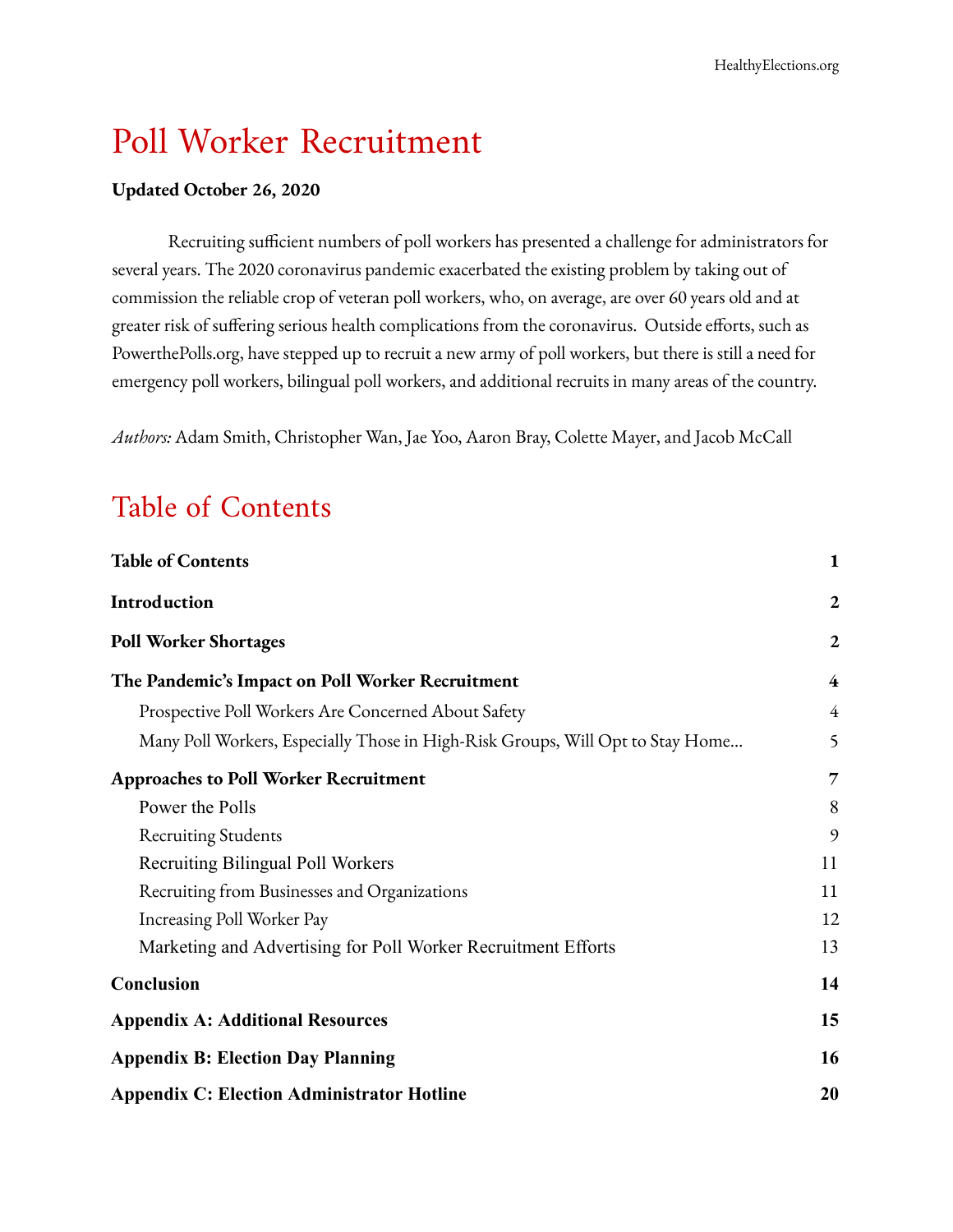# Poll Worker Recruitment

**Updated October 26, 2020**

Recruiting sufficient numbers of poll workers has presented a challenge for administrators for several years. The 2020 coronavirus pandemic exacerbated the existing problem by taking out of commission the reliable crop of veteran poll workers, who, on average, are over 60 years old and at greater risk of suffering serious health complications from the coronavirus. Outside efforts, such as PowerthePolls.org, have stepped up to recruit a new army of poll workers, but there is still a need for emergency poll workers, bilingual poll workers, and additional recruits in many areas of the country.

*Authors:* Adam Smith, Christopher Wan, Jae Yoo, Aaron Bray, Colette Mayer, and Jacob McCall

## Table of Contents

| | |
|---|---|
| **Table of Contents** | **1** |
| **Introduction** | **2** |
| **Poll Worker Shortages** | **2** |
| **The Pandemic's Impact on Poll Worker Recruitment** | **4** |
| Prospective Poll Workers Are Concerned About Safety | 4 |
| Many Poll Workers, Especially Those in High-Risk Groups, Will Opt to Stay Home... | 5 |
| **Approaches to Poll Worker Recruitment** | **7** |
| Power the Polls | 8 |
| Recruiting Students | 9 |
| Recruiting Bilingual Poll Workers | 11 |
| Recruiting from Businesses and Organizations | 11 |
| Increasing Poll Worker Pay | 12 |
| Marketing and Advertising for Poll Worker Recruitment Efforts | 13 |
| **Conclusion** | **14** |
| **Appendix A: Additional Resources** | **15** |
| **Appendix B: Election Day Planning** | **16** |
| **Appendix C: Election Administrator Hotline** | **20** |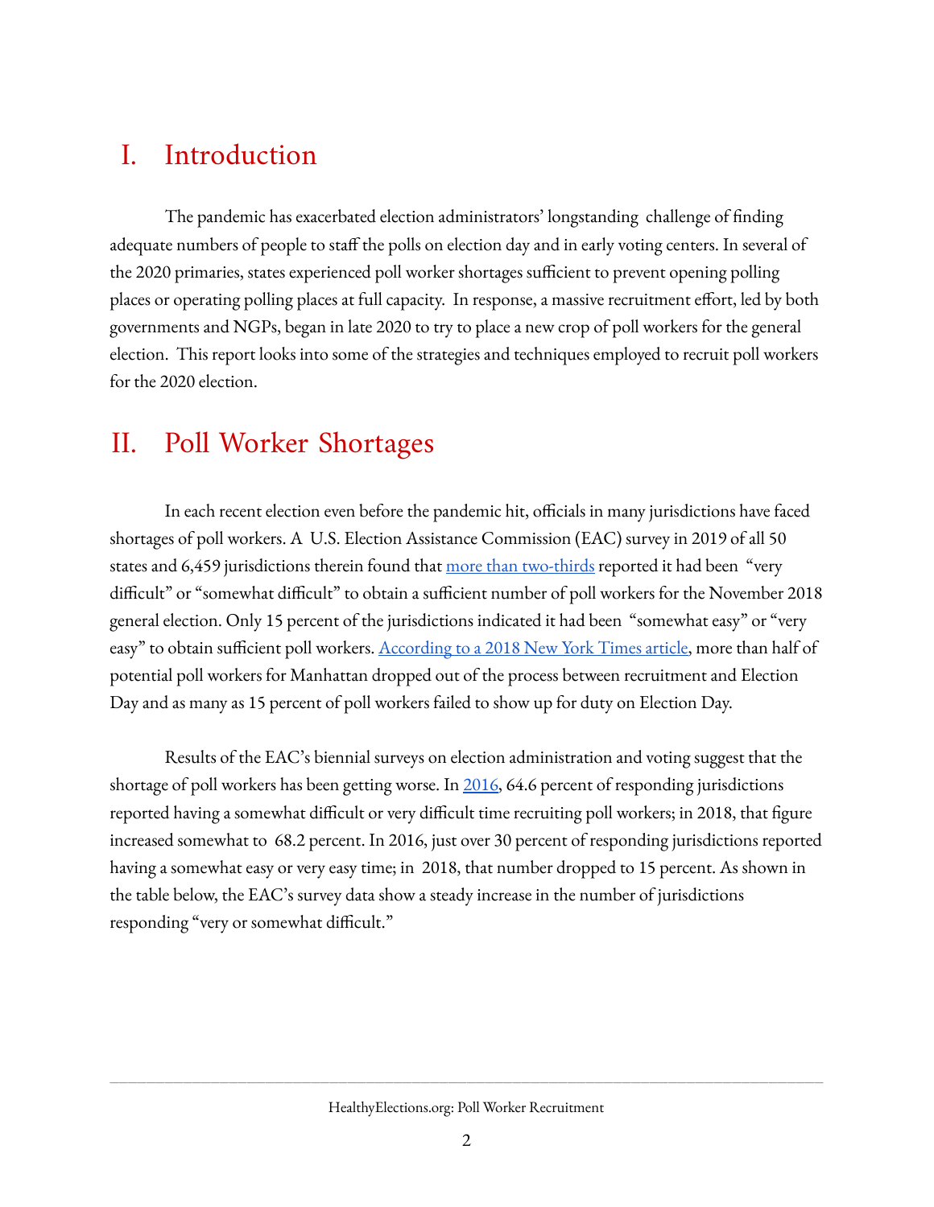# I. Introduction

The pandemic has exacerbated election administrators' longstanding challenge of finding adequate numbers of people to staff the polls on election day and in early voting centers. In several of the 2020 primaries, states experienced poll worker shortages sufficient to prevent opening polling places or operating polling places at full capacity. In response, a massive recruitment effort, led by both governments and NGPs, began in late 2020 to try to place a new crop of poll workers for the general election. This report looks into some of the strategies and techniques employed to recruit poll workers for the 2020 election.

# II. Poll Worker Shortages

In each recent election even before the pandemic hit, officials in many jurisdictions have faced shortages of poll workers. A U.S. Election Assistance Commission (EAC) survey in 2019 of all 50 states and 6,459 jurisdictions therein found that more than two-thirds reported it had been "very difficult" or "somewhat difficult" to obtain a sufficient number of poll workers for the November 2018 general election. Only 15 percent of the jurisdictions indicated it had been "somewhat easy" or "very easy" to obtain sufficient poll workers. According to a 2018 New York Times article, more than half of potential poll workers for Manhattan dropped out of the process between recruitment and Election Day and as many as 15 percent of poll workers failed to show up for duty on Election Day.

Results of the EAC's biennial surveys on election administration and voting suggest that the shortage of poll workers has been getting worse. In 2016, 64.6 percent of responding jurisdictions reported having a somewhat difficult or very difficult time recruiting poll workers; in 2018, that figure increased somewhat to 68.2 percent. In 2016, just over 30 percent of responding jurisdictions reported having a somewhat easy or very easy time; in 2018, that number dropped to 15 percent. As shown in the table below, the EAC's survey data show a steady increase in the number of jurisdictions responding "very or somewhat difficult."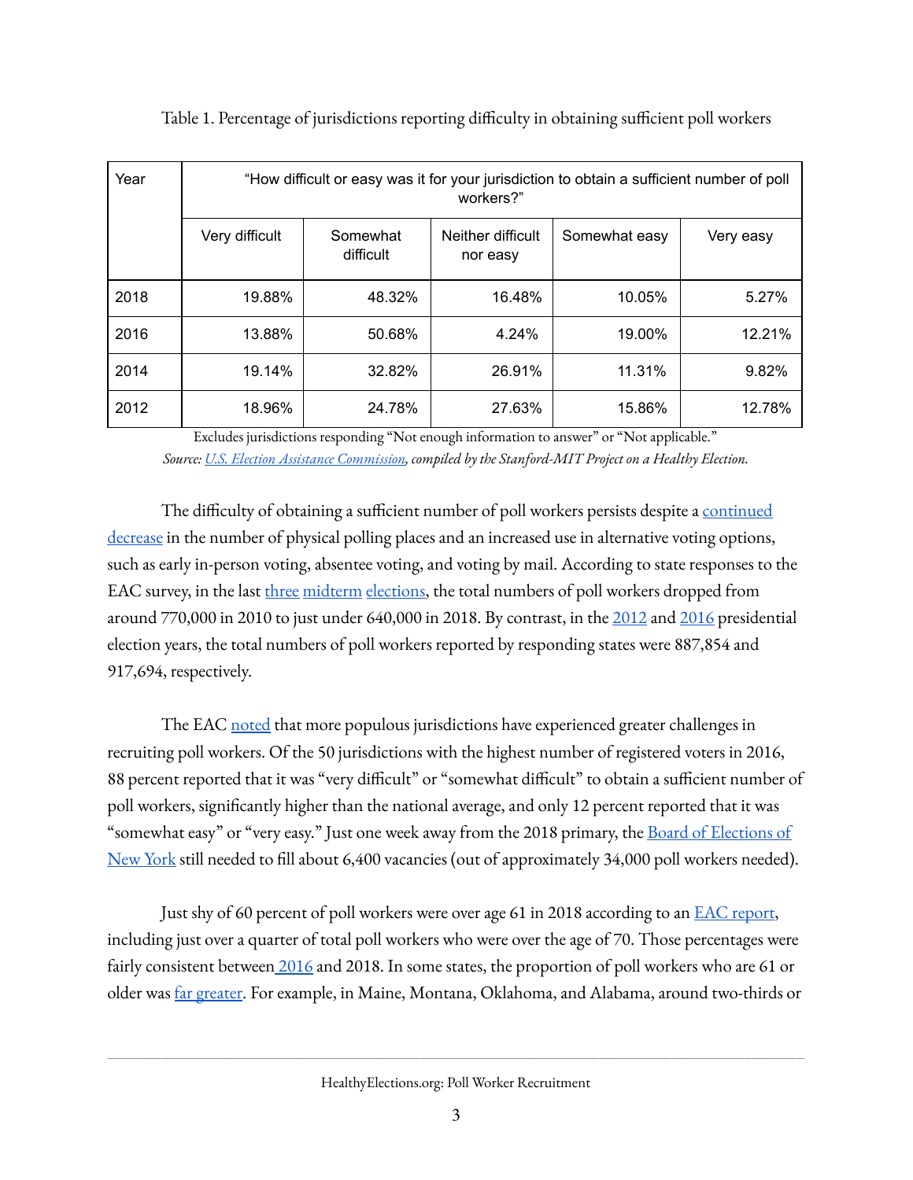Table 1. Percentage of jurisdictions reporting difficulty in obtaining sufficient poll workers

| Year | "How difficult or easy was it for your jurisdiction to obtain a sufficient number of poll workers?" | | | | |
|---|---|---|---|---|---|
| | Very difficult | Somewhat difficult | Neither difficult nor easy | Somewhat easy | Very easy |
| 2018 | 19.88% | 48.32% | 16.48% | 10.05% | 5.27% |
| 2016 | 13.88% | 50.68% | 4.24% | 19.00% | 12.21% |
| 2014 | 19.14% | 32.82% | 26.91% | 11.31% | 9.82% |
| 2012 | 18.96% | 24.78% | 27.63% | 15.86% | 12.78% |

Excludes jurisdictions responding "Not enough information to answer" or "Not applicable."
*Source: U.S. Election Assistance Commission, compiled by the Stanford-MIT Project on a Healthy Election.*

The difficulty of obtaining a sufficient number of poll workers persists despite a continued decrease in the number of physical polling places and an increased use in alternative voting options, such as early in-person voting, absentee voting, and voting by mail. According to state responses to the EAC survey, in the last three midterm elections, the total numbers of poll workers dropped from around 770,000 in 2010 to just under 640,000 in 2018. By contrast, in the 2012 and 2016 presidential election years, the total numbers of poll workers reported by responding states were 887,854 and 917,694, respectively.

The EAC noted that more populous jurisdictions have experienced greater challenges in recruiting poll workers. Of the 50 jurisdictions with the highest number of registered voters in 2016, 88 percent reported that it was "very difficult" or "somewhat difficult" to obtain a sufficient number of poll workers, significantly higher than the national average, and only 12 percent reported that it was "somewhat easy" or "very easy." Just one week away from the 2018 primary, the Board of Elections of New York still needed to fill about 6,400 vacancies (out of approximately 34,000 poll workers needed).

Just shy of 60 percent of poll workers were over age 61 in 2018 according to an EAC report, including just over a quarter of total poll workers who were over the age of 70. Those percentages were fairly consistent between 2016 and 2018. In some states, the proportion of poll workers who are 61 or older was far greater. For example, in Maine, Montana, Oklahoma, and Alabama, around two-thirds or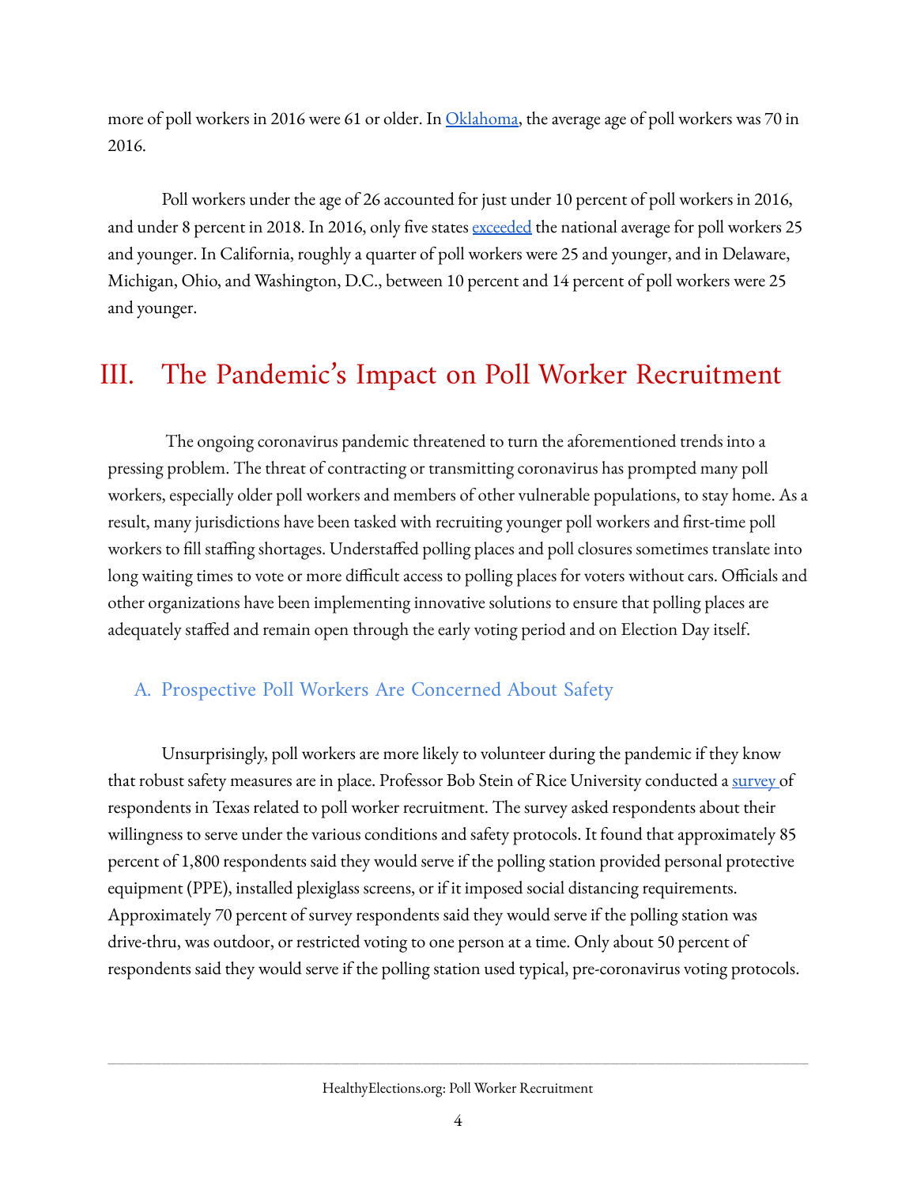more of poll workers in 2016 were 61 or older. In Oklahoma, the average age of poll workers was 70 in 2016.

Poll workers under the age of 26 accounted for just under 10 percent of poll workers in 2016, and under 8 percent in 2018. In 2016, only five states exceeded the national average for poll workers 25 and younger. In California, roughly a quarter of poll workers were 25 and younger, and in Delaware, Michigan, Ohio, and Washington, D.C., between 10 percent and 14 percent of poll workers were 25 and younger.

# III. The Pandemic's Impact on Poll Worker Recruitment

The ongoing coronavirus pandemic threatened to turn the aforementioned trends into a pressing problem. The threat of contracting or transmitting coronavirus has prompted many poll workers, especially older poll workers and members of other vulnerable populations, to stay home. As a result, many jurisdictions have been tasked with recruiting younger poll workers and first-time poll workers to fill staffing shortages. Understaffed polling places and poll closures sometimes translate into long waiting times to vote or more difficult access to polling places for voters without cars. Officials and other organizations have been implementing innovative solutions to ensure that polling places are adequately staffed and remain open through the early voting period and on Election Day itself.

## A. Prospective Poll Workers Are Concerned About Safety

Unsurprisingly, poll workers are more likely to volunteer during the pandemic if they know that robust safety measures are in place. Professor Bob Stein of Rice University conducted a survey of respondents in Texas related to poll worker recruitment. The survey asked respondents about their willingness to serve under the various conditions and safety protocols. It found that approximately 85 percent of 1,800 respondents said they would serve if the polling station provided personal protective equipment (PPE), installed plexiglass screens, or if it imposed social distancing requirements. Approximately 70 percent of survey respondents said they would serve if the polling station was drive-thru, was outdoor, or restricted voting to one person at a time. Only about 50 percent of respondents said they would serve if the polling station used typical, pre-coronavirus voting protocols.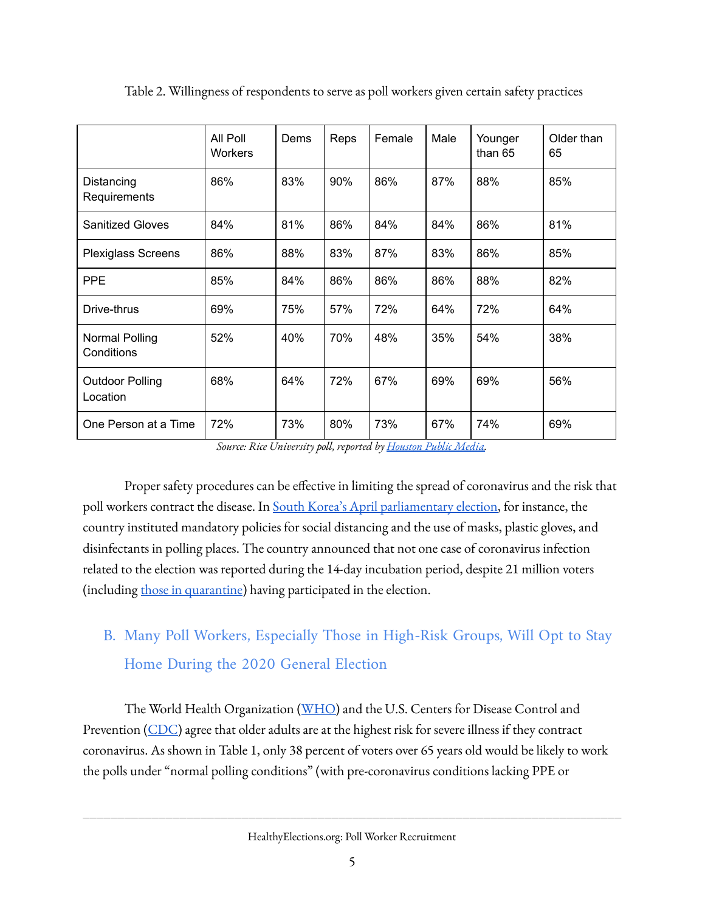Table 2. Willingness of respondents to serve as poll workers given certain safety practices

| | All Poll Workers | Dems | Reps | Female | Male | Younger than 65 | Older than 65 |
|---|---|---|---|---|---|---|---|
| Distancing Requirements | 86% | 83% | 90% | 86% | 87% | 88% | 85% |
| Sanitized Gloves | 84% | 81% | 86% | 84% | 84% | 86% | 81% |
| Plexiglass Screens | 86% | 88% | 83% | 87% | 83% | 86% | 85% |
| PPE | 85% | 84% | 86% | 86% | 86% | 88% | 82% |
| Drive-thrus | 69% | 75% | 57% | 72% | 64% | 72% | 64% |
| Normal Polling Conditions | 52% | 40% | 70% | 48% | 35% | 54% | 38% |
| Outdoor Polling Location | 68% | 64% | 72% | 67% | 69% | 69% | 56% |
| One Person at a Time | 72% | 73% | 80% | 73% | 67% | 74% | 69% |

*Source: Rice University poll, reported by Houston Public Media.*

Proper safety procedures can be effective in limiting the spread of coronavirus and the risk that poll workers contract the disease. In South Korea's April parliamentary election, for instance, the country instituted mandatory policies for social distancing and the use of masks, plastic gloves, and disinfectants in polling places. The country announced that not one case of coronavirus infection related to the election was reported during the 14-day incubation period, despite 21 million voters (including those in quarantine) having participated in the election.

## B. Many Poll Workers, Especially Those in High-Risk Groups, Will Opt to Stay Home During the 2020 General Election

The World Health Organization (WHO) and the U.S. Centers for Disease Control and Prevention (CDC) agree that older adults are at the highest risk for severe illness if they contract coronavirus. As shown in Table 1, only 38 percent of voters over 65 years old would be likely to work the polls under "normal polling conditions" (with pre-coronavirus conditions lacking PPE or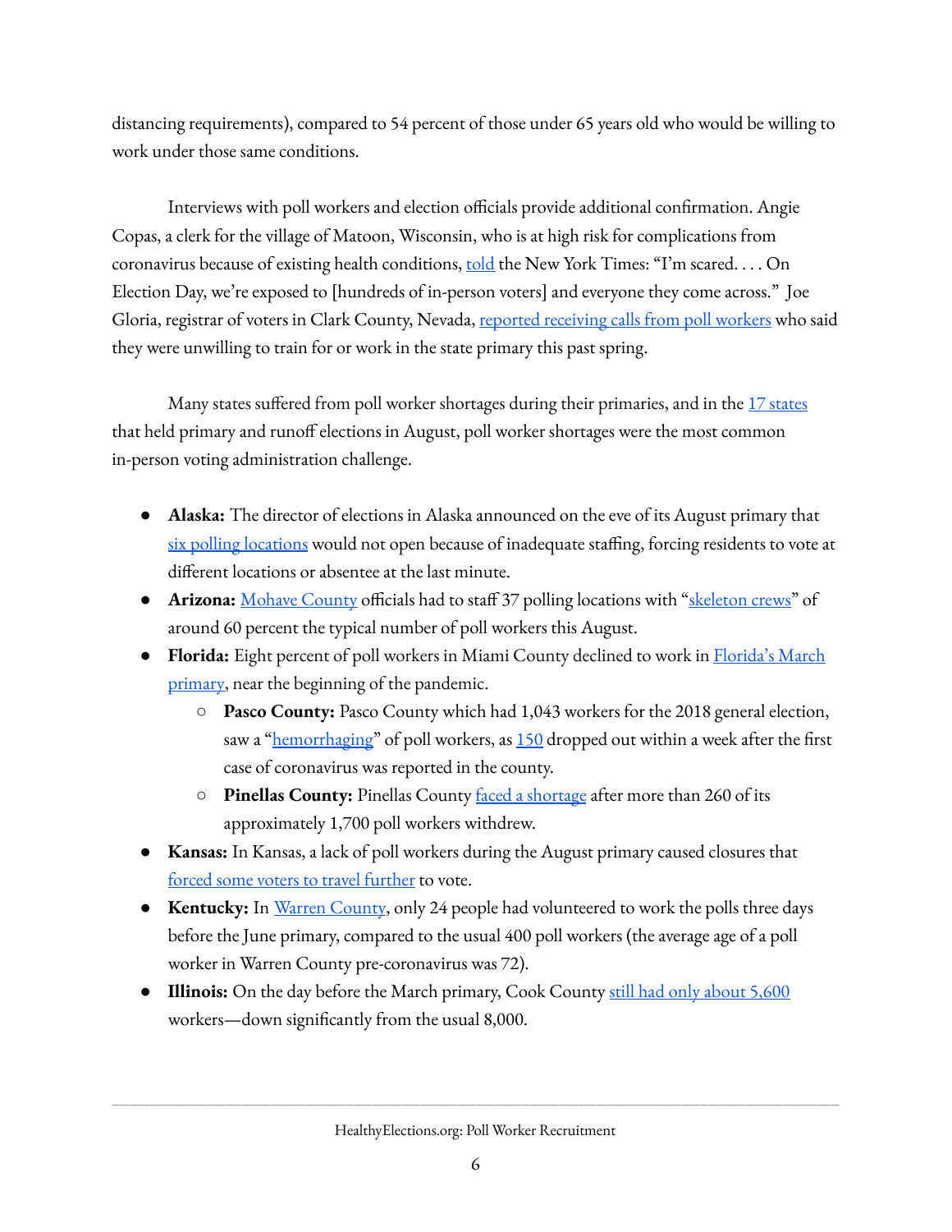distancing requirements), compared to 54 percent of those under 65 years old who would be willing to work under those same conditions.

Interviews with poll workers and election officials provide additional confirmation. Angie Copas, a clerk for the village of Matoon, Wisconsin, who is at high risk for complications from coronavirus because of existing health conditions, told the New York Times: "I'm scared. . . . On Election Day, we're exposed to [hundreds of in-person voters] and everyone they come across." Joe Gloria, registrar of voters in Clark County, Nevada, reported receiving calls from poll workers who said they were unwilling to train for or work in the state primary this past spring.

Many states suffered from poll worker shortages during their primaries, and in the 17 states that held primary and runoff elections in August, poll worker shortages were the most common in-person voting administration challenge.

- **Alaska:** The director of elections in Alaska announced on the eve of its August primary that six polling locations would not open because of inadequate staffing, forcing residents to vote at different locations or absentee at the last minute.
- **Arizona:** Mohave County officials had to staff 37 polling locations with "skeleton crews" of around 60 percent the typical number of poll workers this August.
- **Florida:** Eight percent of poll workers in Miami County declined to work in Florida's March primary, near the beginning of the pandemic.
    - **Pasco County:** Pasco County which had 1,043 workers for the 2018 general election, saw a "hemorrhaging" of poll workers, as 150 dropped out within a week after the first case of coronavirus was reported in the county.
    - **Pinellas County:** Pinellas County faced a shortage after more than 260 of its approximately 1,700 poll workers withdrew.
- **Kansas:** In Kansas, a lack of poll workers during the August primary caused closures that forced some voters to travel further to vote.
- **Kentucky:** In Warren County, only 24 people had volunteered to work the polls three days before the June primary, compared to the usual 400 poll workers (the average age of a poll worker in Warren County pre-coronavirus was 72).
- **Illinois:** On the day before the March primary, Cook County still had only about 5,600 workers—down significantly from the usual 8,000.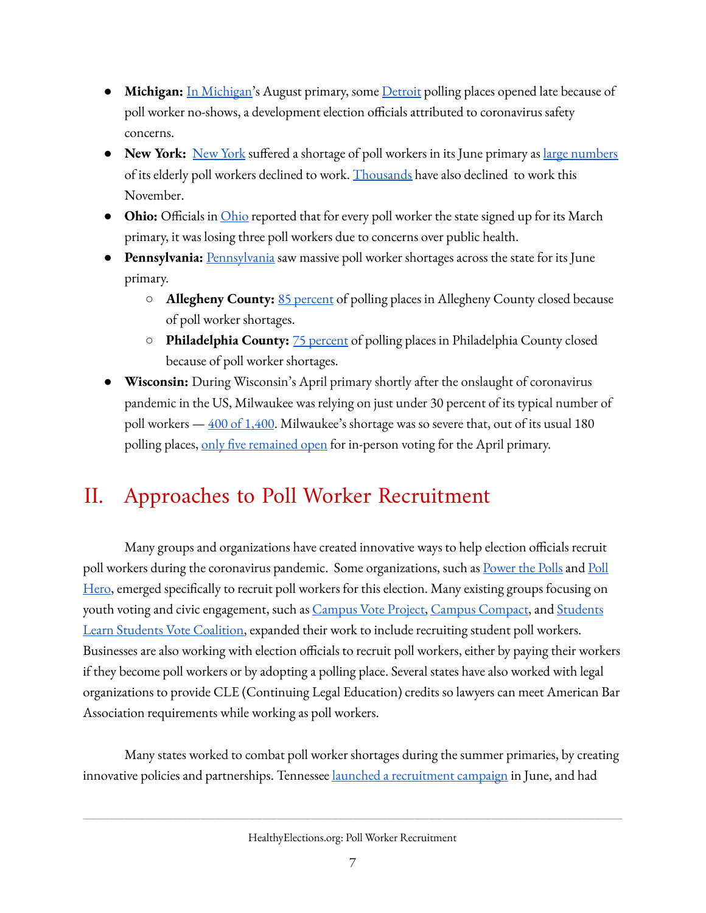- **Michigan:** In Michigan's August primary, some Detroit polling places opened late because of poll worker no-shows, a development election officials attributed to coronavirus safety concerns.
- **New York:** New York suffered a shortage of poll workers in its June primary as large numbers of its elderly poll workers declined to work. Thousands have also declined to work this November.
- **Ohio:** Officials in Ohio reported that for every poll worker the state signed up for its March primary, it was losing three poll workers due to concerns over public health.
- **Pennsylvania:** Pennsylvania saw massive poll worker shortages across the state for its June primary.
    - **Allegheny County:** 85 percent of polling places in Allegheny County closed because of poll worker shortages.
    - **Philadelphia County:** 75 percent of polling places in Philadelphia County closed because of poll worker shortages.
- **Wisconsin:** During Wisconsin's April primary shortly after the onslaught of coronavirus pandemic in the US, Milwaukee was relying on just under 30 percent of its typical number of poll workers — 400 of 1,400. Milwaukee's shortage was so severe that, out of its usual 180 polling places, only five remained open for in-person voting for the April primary.

# II. Approaches to Poll Worker Recruitment

Many groups and organizations have created innovative ways to help election officials recruit poll workers during the coronavirus pandemic. Some organizations, such as Power the Polls and Poll Hero, emerged specifically to recruit poll workers for this election. Many existing groups focusing on youth voting and civic engagement, such as Campus Vote Project, Campus Compact, and Students Learn Students Vote Coalition, expanded their work to include recruiting student poll workers. Businesses are also working with election officials to recruit poll workers, either by paying their workers if they become poll workers or by adopting a polling place. Several states have also worked with legal organizations to provide CLE (Continuing Legal Education) credits so lawyers can meet American Bar Association requirements while working as poll workers.

Many states worked to combat poll worker shortages during the summer primaries, by creating innovative policies and partnerships. Tennessee launched a recruitment campaign in June, and had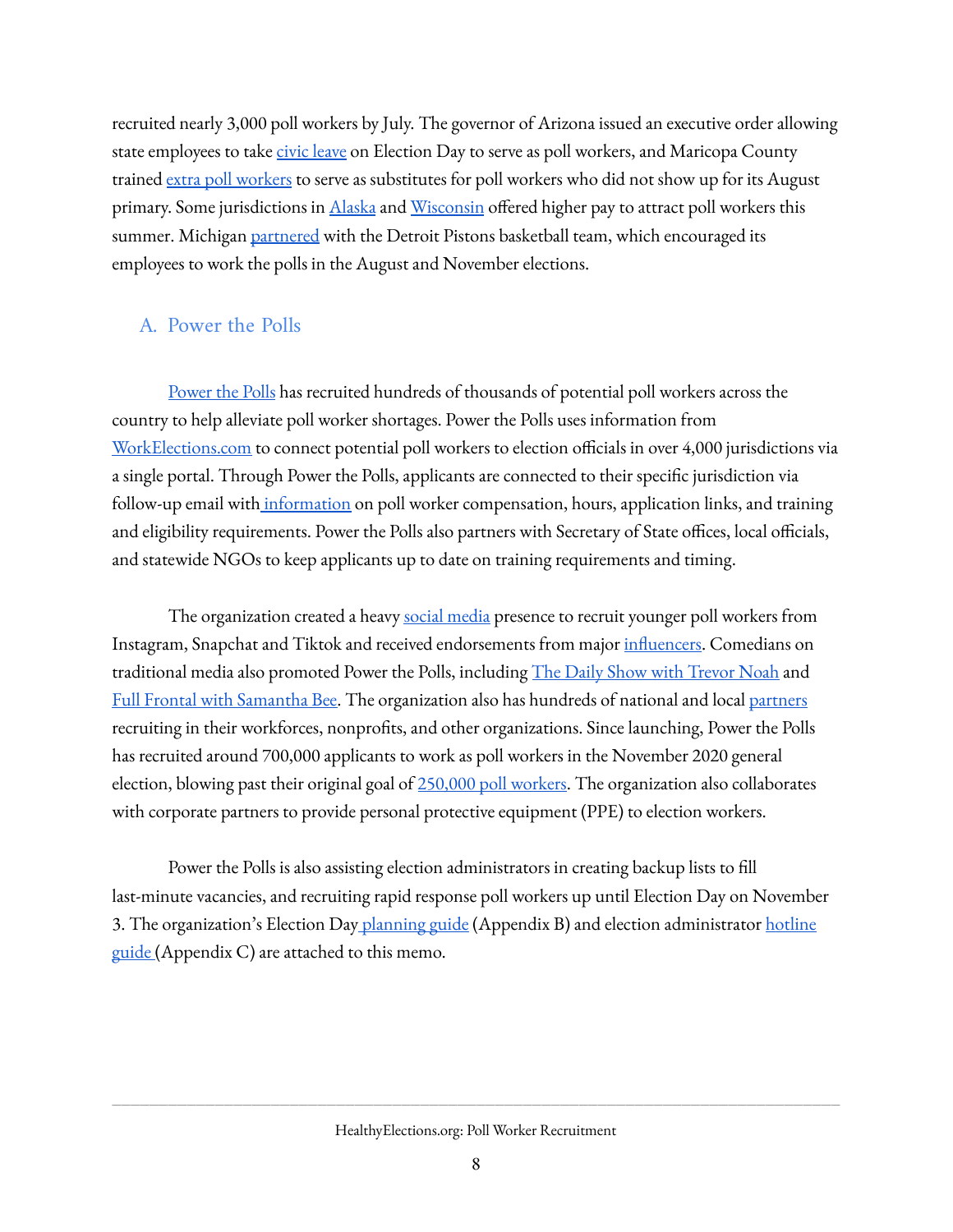recruited nearly 3,000 poll workers by July. The governor of Arizona issued an executive order allowing state employees to take civic leave on Election Day to serve as poll workers, and Maricopa County trained extra poll workers to serve as substitutes for poll workers who did not show up for its August primary. Some jurisdictions in Alaska and Wisconsin offered higher pay to attract poll workers this summer. Michigan partnered with the Detroit Pistons basketball team, which encouraged its employees to work the polls in the August and November elections.

## A. Power the Polls

Power the Polls has recruited hundreds of thousands of potential poll workers across the country to help alleviate poll worker shortages. Power the Polls uses information from WorkElections.com to connect potential poll workers to election officials in over 4,000 jurisdictions via a single portal. Through Power the Polls, applicants are connected to their specific jurisdiction via follow-up email with information on poll worker compensation, hours, application links, and training and eligibility requirements. Power the Polls also partners with Secretary of State offices, local officials, and statewide NGOs to keep applicants up to date on training requirements and timing.

The organization created a heavy social media presence to recruit younger poll workers from Instagram, Snapchat and Tiktok and received endorsements from major influencers. Comedians on traditional media also promoted Power the Polls, including The Daily Show with Trevor Noah and Full Frontal with Samantha Bee. The organization also has hundreds of national and local partners recruiting in their workforces, nonprofits, and other organizations. Since launching, Power the Polls has recruited around 700,000 applicants to work as poll workers in the November 2020 general election, blowing past their original goal of 250,000 poll workers. The organization also collaborates with corporate partners to provide personal protective equipment (PPE) to election workers.

Power the Polls is also assisting election administrators in creating backup lists to fill last-minute vacancies, and recruiting rapid response poll workers up until Election Day on November 3. The organization's Election Day planning guide (Appendix B) and election administrator hotline guide (Appendix C) are attached to this memo.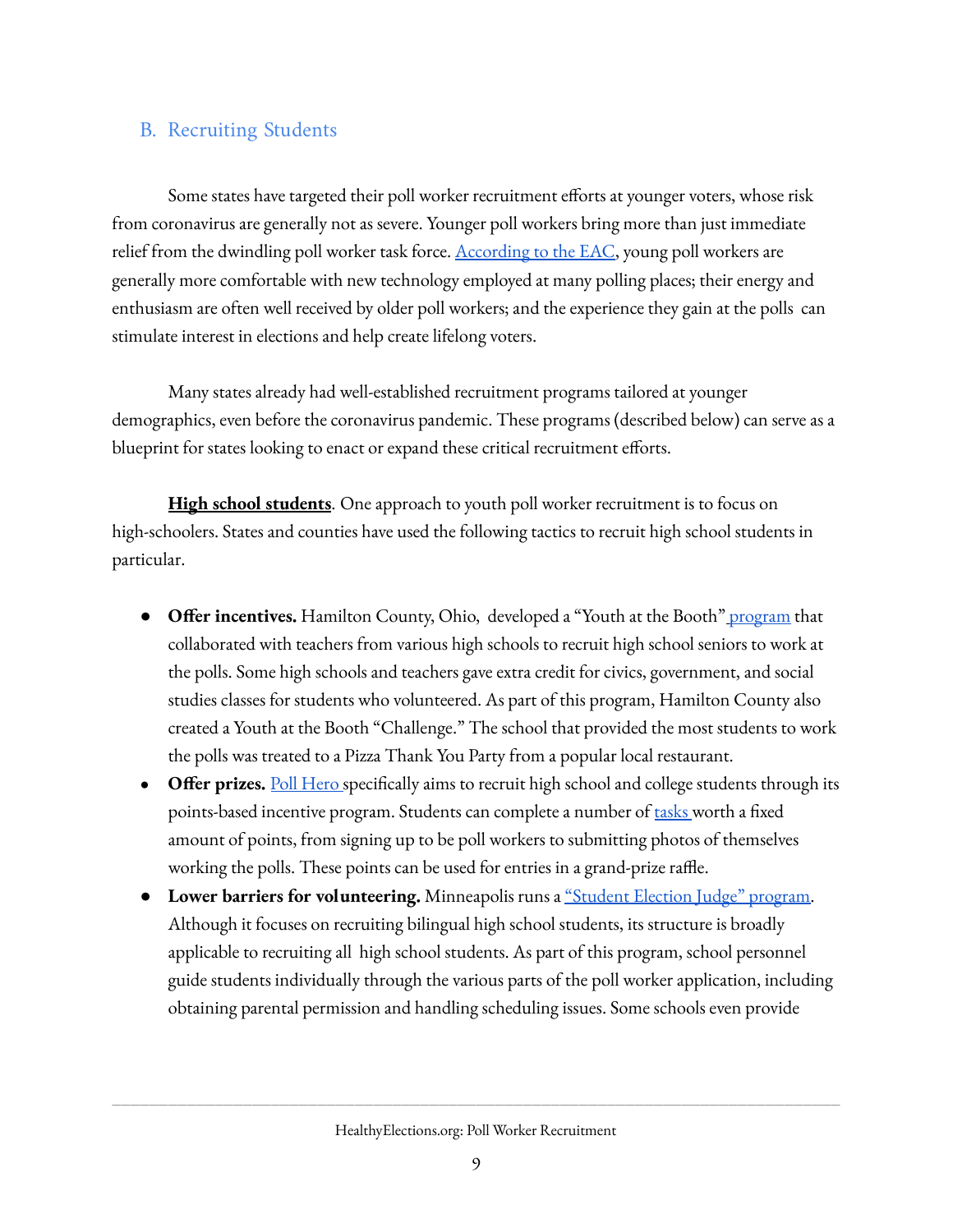## B. Recruiting Students

Some states have targeted their poll worker recruitment efforts at younger voters, whose risk from coronavirus are generally not as severe. Younger poll workers bring more than just immediate relief from the dwindling poll worker task force. According to the EAC, young poll workers are generally more comfortable with new technology employed at many polling places; their energy and enthusiasm are often well received by older poll workers; and the experience they gain at the polls can stimulate interest in elections and help create lifelong voters.

Many states already had well-established recruitment programs tailored at younger demographics, even before the coronavirus pandemic. These programs (described below) can serve as a blueprint for states looking to enact or expand these critical recruitment efforts.

**High school students**. One approach to youth poll worker recruitment is to focus on high-schoolers. States and counties have used the following tactics to recruit high school students in particular.

- **Offer incentives.** Hamilton County, Ohio, developed a "Youth at the Booth" program that collaborated with teachers from various high schools to recruit high school seniors to work at the polls. Some high schools and teachers gave extra credit for civics, government, and social studies classes for students who volunteered. As part of this program, Hamilton County also created a Youth at the Booth "Challenge." The school that provided the most students to work the polls was treated to a Pizza Thank You Party from a popular local restaurant.
- **Offer prizes.** Poll Hero specifically aims to recruit high school and college students through its points-based incentive program. Students can complete a number of tasks worth a fixed amount of points, from signing up to be poll workers to submitting photos of themselves working the polls. These points can be used for entries in a grand-prize raffle.
- **Lower barriers for volunteering.** Minneapolis runs a "Student Election Judge" program. Although it focuses on recruiting bilingual high school students, its structure is broadly applicable to recruiting all high school students. As part of this program, school personnel guide students individually through the various parts of the poll worker application, including obtaining parental permission and handling scheduling issues. Some schools even provide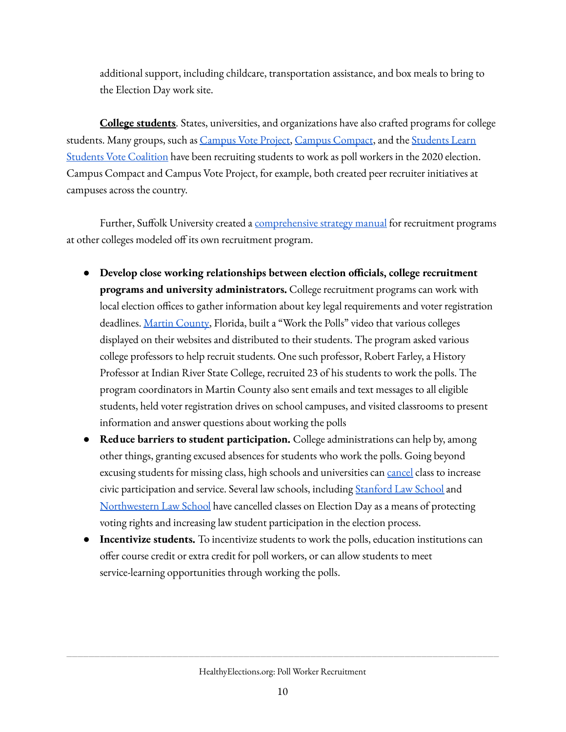additional support, including childcare, transportation assistance, and box meals to bring to the Election Day work site.

**College students**. States, universities, and organizations have also crafted programs for college students. Many groups, such as Campus Vote Project, Campus Compact, and the Students Learn Students Vote Coalition have been recruiting students to work as poll workers in the 2020 election. Campus Compact and Campus Vote Project, for example, both created peer recruiter initiatives at campuses across the country.

Further, Suffolk University created a comprehensive strategy manual for recruitment programs at other colleges modeled off its own recruitment program.

- **Develop close working relationships between election officials, college recruitment programs and university administrators.** College recruitment programs can work with local election offices to gather information about key legal requirements and voter registration deadlines. Martin County, Florida, built a "Work the Polls" video that various colleges displayed on their websites and distributed to their students. The program asked various college professors to help recruit students. One such professor, Robert Farley, a History Professor at Indian River State College, recruited 23 of his students to work the polls. The program coordinators in Martin County also sent emails and text messages to all eligible students, held voter registration drives on school campuses, and visited classrooms to present information and answer questions about working the polls
- **Reduce barriers to student participation.** College administrations can help by, among other things, granting excused absences for students who work the polls. Going beyond excusing students for missing class, high schools and universities can cancel class to increase civic participation and service. Several law schools, including Stanford Law School and Northwestern Law School have cancelled classes on Election Day as a means of protecting voting rights and increasing law student participation in the election process.
- **Incentivize students.** To incentivize students to work the polls, education institutions can offer course credit or extra credit for poll workers, or can allow students to meet service-learning opportunities through working the polls.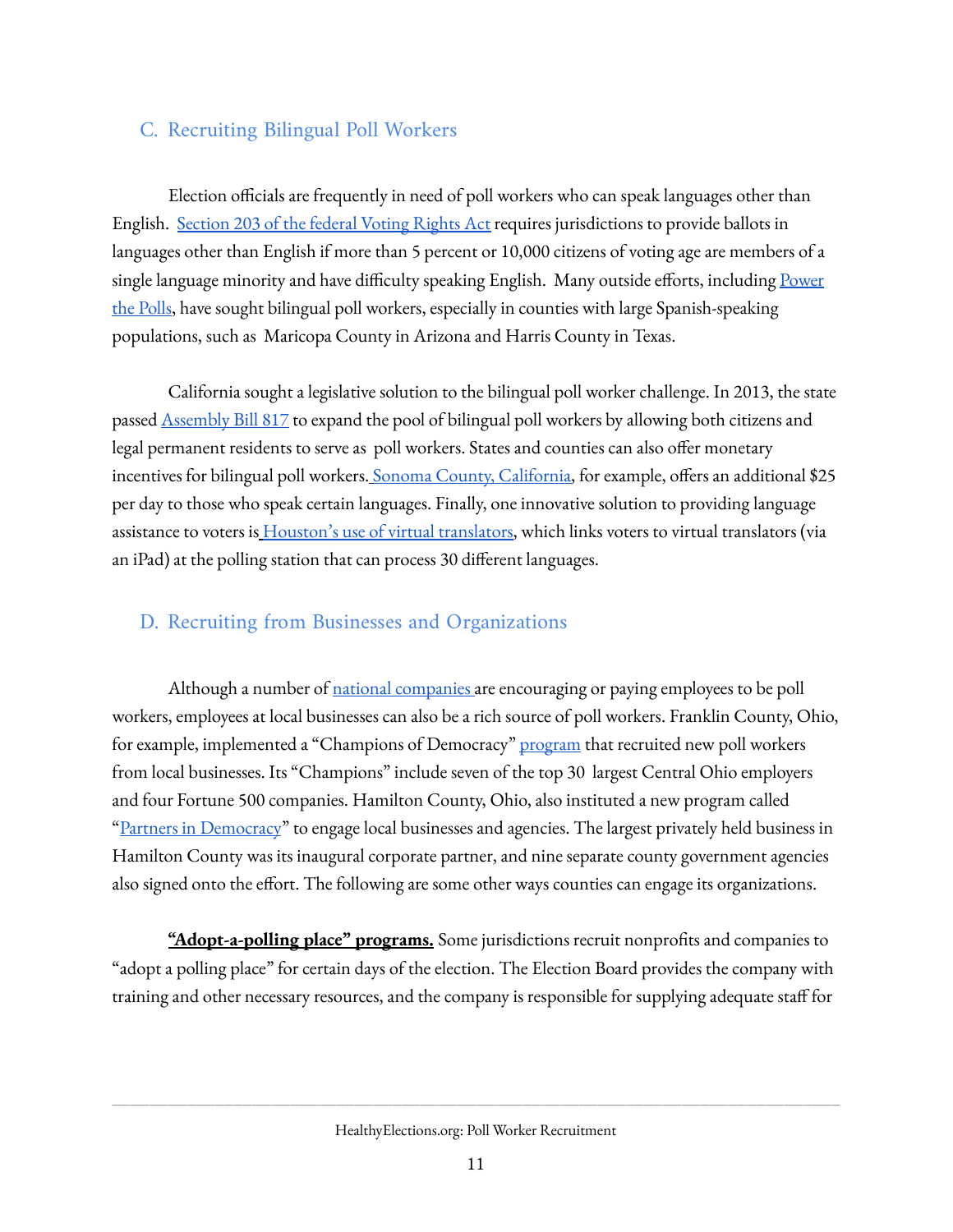## C. Recruiting Bilingual Poll Workers

Election officials are frequently in need of poll workers who can speak languages other than English. Section 203 of the federal Voting Rights Act requires jurisdictions to provide ballots in languages other than English if more than 5 percent or 10,000 citizens of voting age are members of a single language minority and have difficulty speaking English. Many outside efforts, including Power the Polls, have sought bilingual poll workers, especially in counties with large Spanish-speaking populations, such as Maricopa County in Arizona and Harris County in Texas.

California sought a legislative solution to the bilingual poll worker challenge. In 2013, the state passed Assembly Bill 817 to expand the pool of bilingual poll workers by allowing both citizens and legal permanent residents to serve as poll workers. States and counties can also offer monetary incentives for bilingual poll workers. Sonoma County, California, for example, offers an additional $25 per day to those who speak certain languages. Finally, one innovative solution to providing language assistance to voters is Houston's use of virtual translators, which links voters to virtual translators (via an iPad) at the polling station that can process 30 different languages.

## D. Recruiting from Businesses and Organizations

Although a number of national companies are encouraging or paying employees to be poll workers, employees at local businesses can also be a rich source of poll workers. Franklin County, Ohio, for example, implemented a "Champions of Democracy" program that recruited new poll workers from local businesses. Its "Champions" include seven of the top 30 largest Central Ohio employers and four Fortune 500 companies. Hamilton County, Ohio, also instituted a new program called "Partners in Democracy" to engage local businesses and agencies. The largest privately held business in Hamilton County was its inaugural corporate partner, and nine separate county government agencies also signed onto the effort. The following are some other ways counties can engage its organizations.

**"Adopt-a-polling place" programs.** Some jurisdictions recruit nonprofits and companies to "adopt a polling place" for certain days of the election. The Election Board provides the company with training and other necessary resources, and the company is responsible for supplying adequate staff for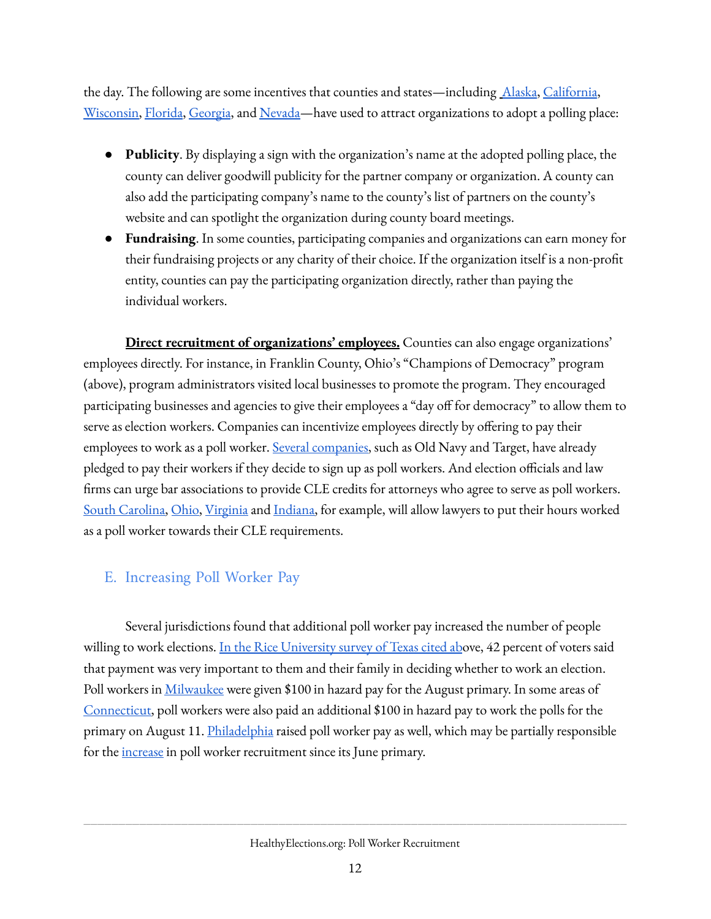the day. The following are some incentives that counties and states—including Alaska, California, Wisconsin, Florida, Georgia, and Nevada—have used to attract organizations to adopt a polling place:

- **Publicity**. By displaying a sign with the organization's name at the adopted polling place, the county can deliver goodwill publicity for the partner company or organization. A county can also add the participating company's name to the county's list of partners on the county's website and can spotlight the organization during county board meetings.
- **Fundraising**. In some counties, participating companies and organizations can earn money for their fundraising projects or any charity of their choice. If the organization itself is a non-profit entity, counties can pay the participating organization directly, rather than paying the individual workers.

**Direct recruitment of organizations' employees.** Counties can also engage organizations' employees directly. For instance, in Franklin County, Ohio's "Champions of Democracy" program (above), program administrators visited local businesses to promote the program. They encouraged participating businesses and agencies to give their employees a "day off for democracy" to allow them to serve as election workers. Companies can incentivize employees directly by offering to pay their employees to work as a poll worker. Several companies, such as Old Navy and Target, have already pledged to pay their workers if they decide to sign up as poll workers. And election officials and law firms can urge bar associations to provide CLE credits for attorneys who agree to serve as poll workers. South Carolina, Ohio, Virginia and Indiana, for example, will allow lawyers to put their hours worked as a poll worker towards their CLE requirements.

## E. Increasing Poll Worker Pay

Several jurisdictions found that additional poll worker pay increased the number of people willing to work elections. In the Rice University survey of Texas cited above, 42 percent of voters said that payment was very important to them and their family in deciding whether to work an election. Poll workers in Milwaukee were given $100 in hazard pay for the August primary. In some areas of Connecticut, poll workers were also paid an additional $100 in hazard pay to work the polls for the primary on August 11. Philadelphia raised poll worker pay as well, which may be partially responsible for the increase in poll worker recruitment since its June primary.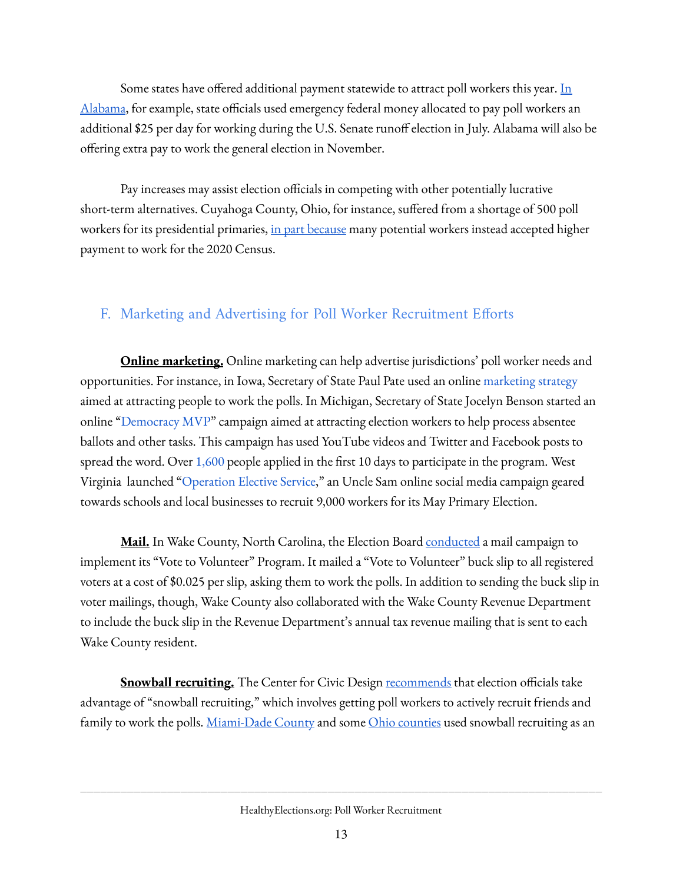Some states have offered additional payment statewide to attract poll workers this year. In Alabama, for example, state officials used emergency federal money allocated to pay poll workers an additional $25 per day for working during the U.S. Senate runoff election in July. Alabama will also be offering extra pay to work the general election in November.

Pay increases may assist election officials in competing with other potentially lucrative short-term alternatives. Cuyahoga County, Ohio, for instance, suffered from a shortage of 500 poll workers for its presidential primaries, in part because many potential workers instead accepted higher payment to work for the 2020 Census.

## F. Marketing and Advertising for Poll Worker Recruitment Efforts

**Online marketing.** Online marketing can help advertise jurisdictions' poll worker needs and opportunities. For instance, in Iowa, Secretary of State Paul Pate used an online marketing strategy aimed at attracting people to work the polls. In Michigan, Secretary of State Jocelyn Benson started an online "Democracy MVP" campaign aimed at attracting election workers to help process absentee ballots and other tasks. This campaign has used YouTube videos and Twitter and Facebook posts to spread the word. Over 1,600 people applied in the first 10 days to participate in the program. West Virginia launched "Operation Elective Service," an Uncle Sam online social media campaign geared towards schools and local businesses to recruit 9,000 workers for its May Primary Election.

**Mail.** In Wake County, North Carolina, the Election Board conducted a mail campaign to implement its "Vote to Volunteer" Program. It mailed a "Vote to Volunteer" buck slip to all registered voters at a cost of $0.025 per slip, asking them to work the polls. In addition to sending the buck slip in voter mailings, though, Wake County also collaborated with the Wake County Revenue Department to include the buck slip in the Revenue Department's annual tax revenue mailing that is sent to each Wake County resident.

**Snowball recruiting.** The Center for Civic Design recommends that election officials take advantage of "snowball recruiting," which involves getting poll workers to actively recruit friends and family to work the polls. Miami-Dade County and some Ohio counties used snowball recruiting as an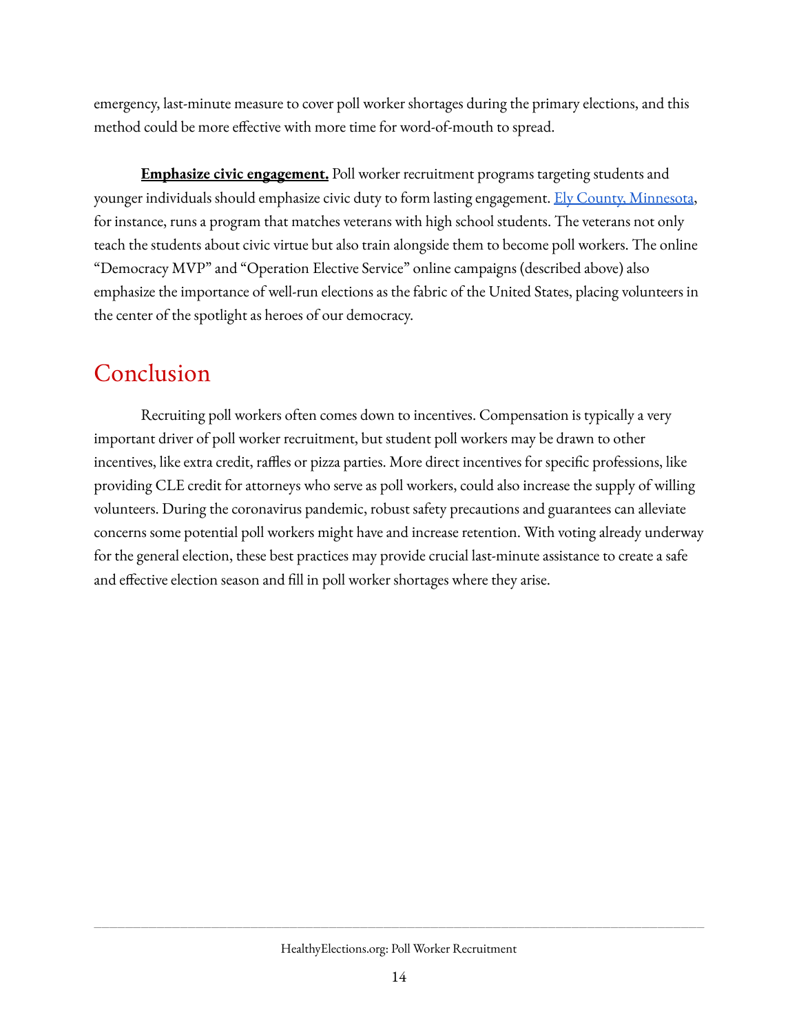emergency, last-minute measure to cover poll worker shortages during the primary elections, and this method could be more effective with more time for word-of-mouth to spread.

**Emphasize civic engagement.** Poll worker recruitment programs targeting students and younger individuals should emphasize civic duty to form lasting engagement. Ely County, Minnesota, for instance, runs a program that matches veterans with high school students. The veterans not only teach the students about civic virtue but also train alongside them to become poll workers. The online "Democracy MVP" and "Operation Elective Service" online campaigns (described above) also emphasize the importance of well-run elections as the fabric of the United States, placing volunteers in the center of the spotlight as heroes of our democracy.

# Conclusion

Recruiting poll workers often comes down to incentives. Compensation is typically a very important driver of poll worker recruitment, but student poll workers may be drawn to other incentives, like extra credit, raffles or pizza parties. More direct incentives for specific professions, like providing CLE credit for attorneys who serve as poll workers, could also increase the supply of willing volunteers. During the coronavirus pandemic, robust safety precautions and guarantees can alleviate concerns some potential poll workers might have and increase retention. With voting already underway for the general election, these best practices may provide crucial last-minute assistance to create a safe and effective election season and fill in poll worker shortages where they arise.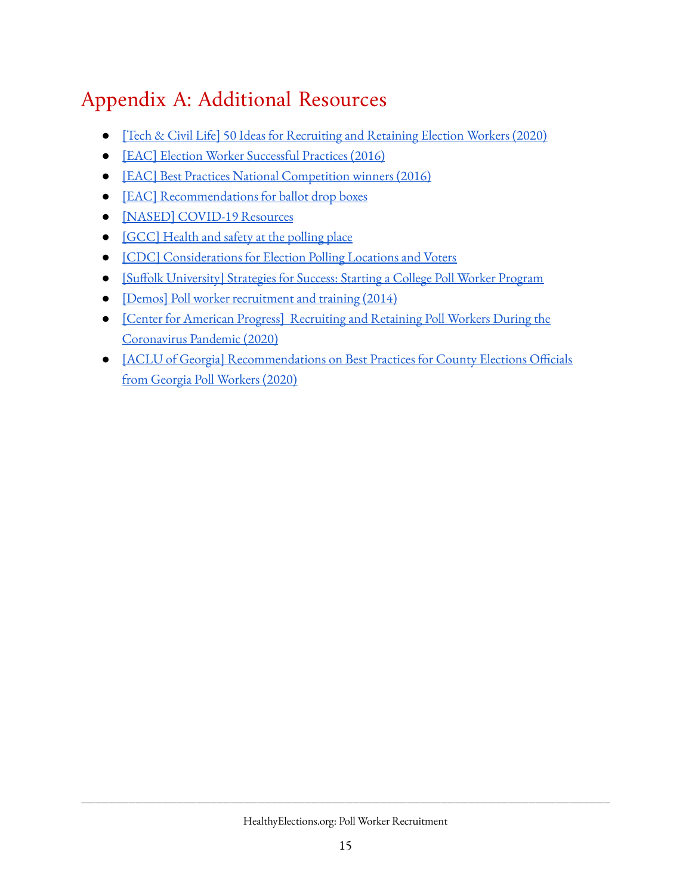# Appendix A: Additional Resources

- [Tech & Civil Life] 50 Ideas for Recruiting and Retaining Election Workers (2020)
- [EAC] Election Worker Successful Practices (2016)
- [EAC] Best Practices National Competition winners (2016)
- [EAC] Recommendations for ballot drop boxes
- [NASED] COVID-19 Resources
- [GCC] Health and safety at the polling place
- [CDC] Considerations for Election Polling Locations and Voters
- [Suffolk University] Strategies for Success: Starting a College Poll Worker Program
- [Demos] Poll worker recruitment and training (2014)
- [Center for American Progress] Recruiting and Retaining Poll Workers During the Coronavirus Pandemic (2020)
- [ACLU of Georgia] Recommendations on Best Practices for County Elections Officials from Georgia Poll Workers (2020)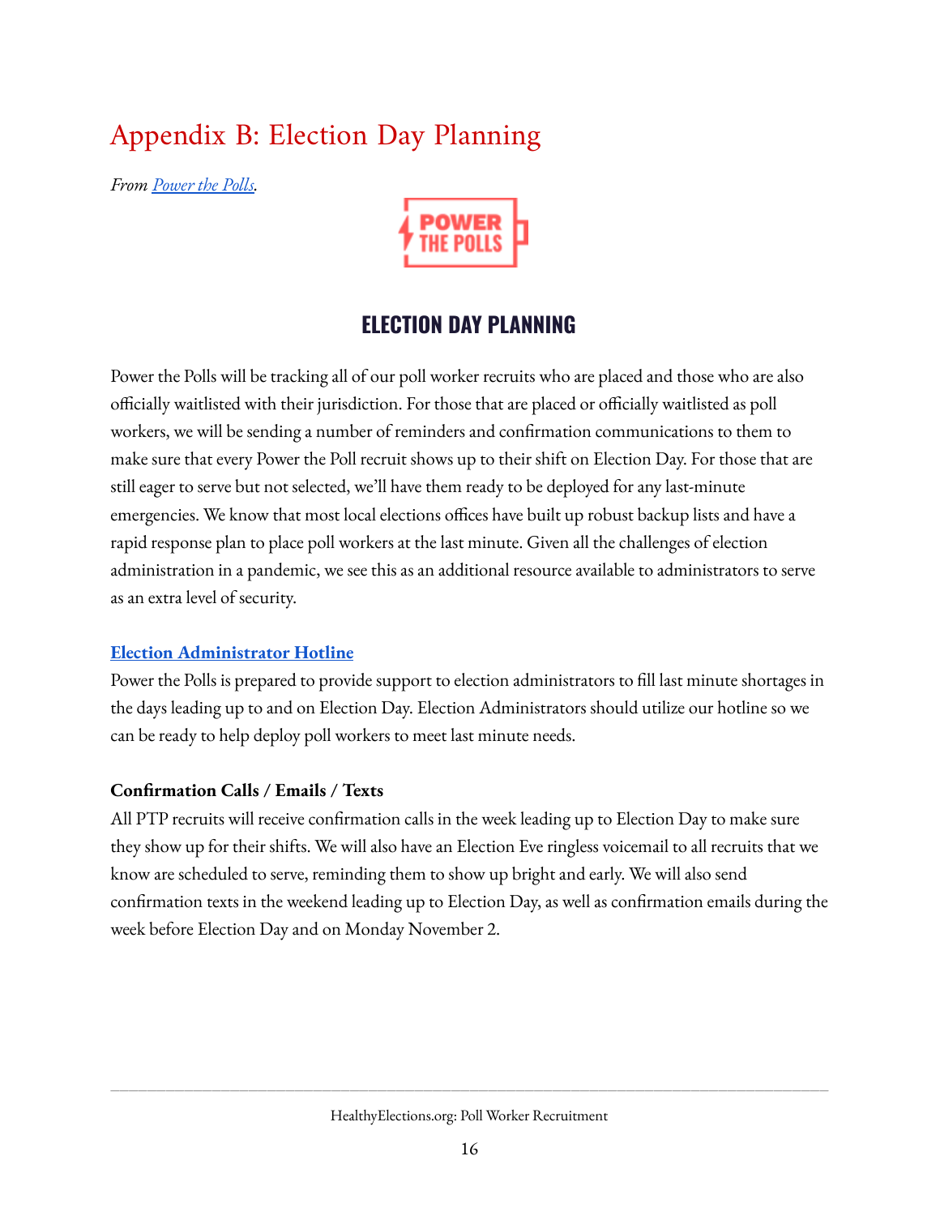# Appendix B: Election Day Planning

*From [Power the Polls](Power the Polls).*

## ELECTION DAY PLANNING

Power the Polls will be tracking all of our poll worker recruits who are placed and those who are also officially waitlisted with their jurisdiction. For those that are placed or officially waitlisted as poll workers, we will be sending a number of reminders and confirmation communications to them to make sure that every Power the Poll recruit shows up to their shift on Election Day. For those that are still eager to serve but not selected, we'll have them ready to be deployed for any last-minute emergencies. We know that most local elections offices have built up robust backup lists and have a rapid response plan to place poll workers at the last minute. Given all the challenges of election administration in a pandemic, we see this as an additional resource available to administrators to serve as an extra level of security.

**Election Administrator Hotline**

Power the Polls is prepared to provide support to election administrators to fill last minute shortages in the days leading up to and on Election Day. Election Administrators should utilize our hotline so we can be ready to help deploy poll workers to meet last minute needs.

**Confirmation Calls / Emails / Texts**

All PTP recruits will receive confirmation calls in the week leading up to Election Day to make sure they show up for their shifts. We will also have an Election Eve ringless voicemail to all recruits that we know are scheduled to serve, reminding them to show up bright and early. We will also send confirmation texts in the weekend leading up to Election Day, as well as confirmation emails during the week before Election Day and on Monday November 2.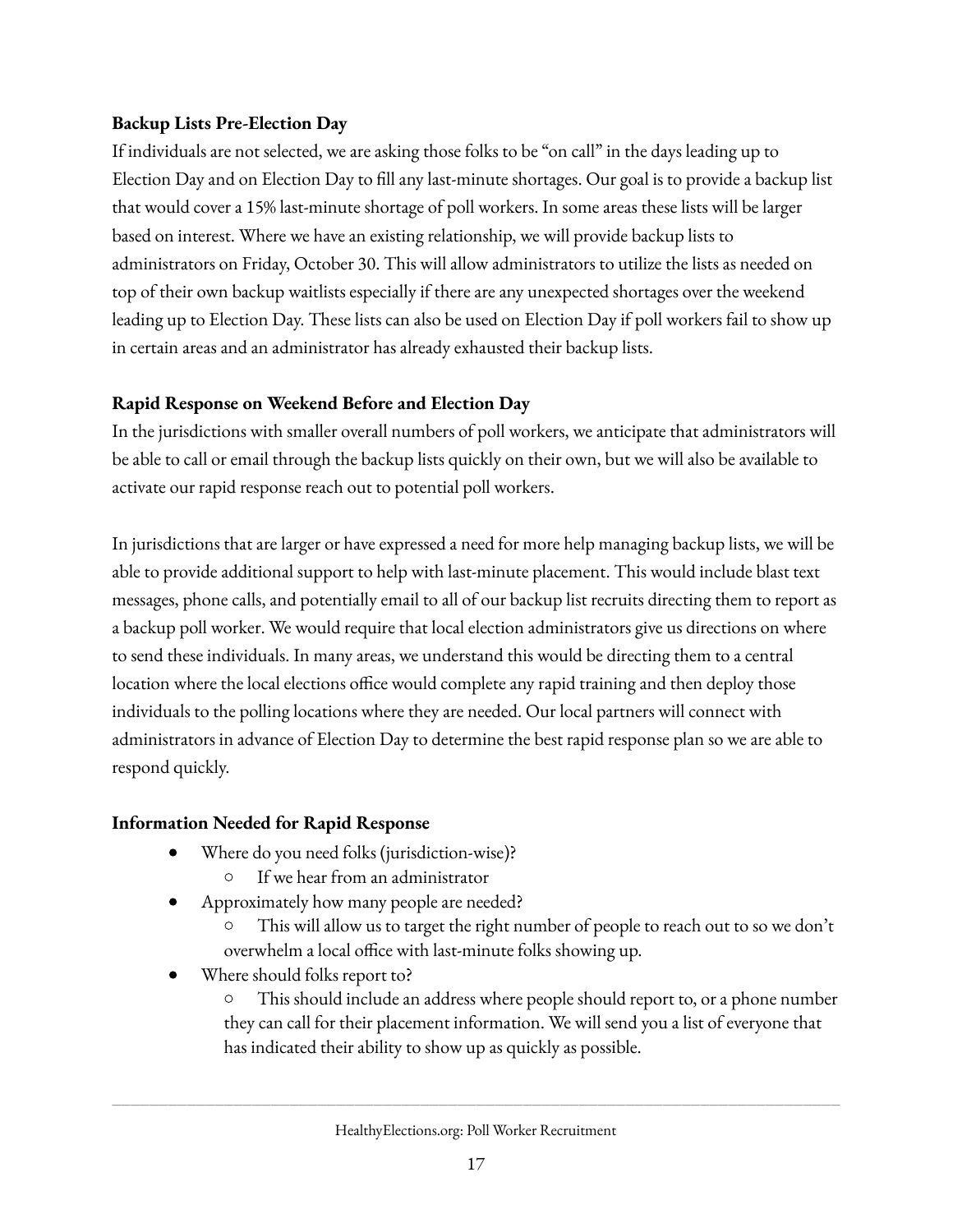### Backup Lists Pre-Election Day

If individuals are not selected, we are asking those folks to be "on call" in the days leading up to Election Day and on Election Day to fill any last-minute shortages. Our goal is to provide a backup list that would cover a 15% last-minute shortage of poll workers. In some areas these lists will be larger based on interest. Where we have an existing relationship, we will provide backup lists to administrators on Friday, October 30. This will allow administrators to utilize the lists as needed on top of their own backup waitlists especially if there are any unexpected shortages over the weekend leading up to Election Day. These lists can also be used on Election Day if poll workers fail to show up in certain areas and an administrator has already exhausted their backup lists.

### Rapid Response on Weekend Before and Election Day

In the jurisdictions with smaller overall numbers of poll workers, we anticipate that administrators will be able to call or email through the backup lists quickly on their own, but we will also be available to activate our rapid response reach out to potential poll workers.

In jurisdictions that are larger or have expressed a need for more help managing backup lists, we will be able to provide additional support to help with last-minute placement. This would include blast text messages, phone calls, and potentially email to all of our backup list recruits directing them to report as a backup poll worker. We would require that local election administrators give us directions on where to send these individuals. In many areas, we understand this would be directing them to a central location where the local elections office would complete any rapid training and then deploy those individuals to the polling locations where they are needed. Our local partners will connect with administrators in advance of Election Day to determine the best rapid response plan so we are able to respond quickly.

### Information Needed for Rapid Response

- Where do you need folks (jurisdiction-wise)?
  - If we hear from an administrator
- Approximately how many people are needed?
  - This will allow us to target the right number of people to reach out to so we don't overwhelm a local office with last-minute folks showing up.
- Where should folks report to?
  - This should include an address where people should report to, or a phone number they can call for their placement information. We will send you a list of everyone that has indicated their ability to show up as quickly as possible.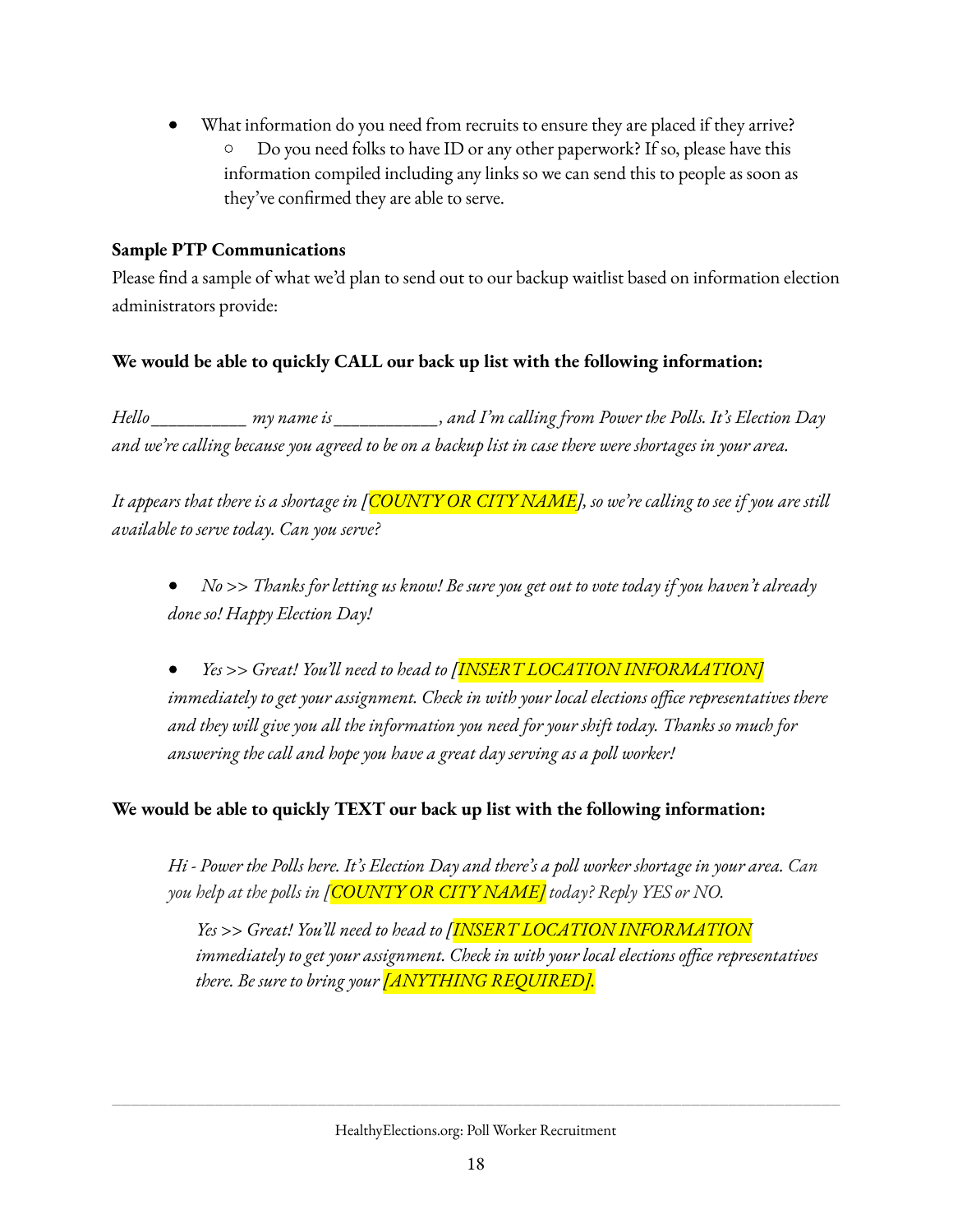- What information do you need from recruits to ensure they are placed if they arrive?
  - Do you need folks to have ID or any other paperwork? If so, please have this information compiled including any links so we can send this to people as soon as they've confirmed they are able to serve.

**Sample PTP Communications**

Please find a sample of what we'd plan to send out to our backup waitlist based on information election administrators provide:

**We would be able to quickly CALL our back up list with the following information:**

*Hello__________ my name is___________, and I'm calling from Power the Polls. It's Election Day and we're calling because you agreed to be on a backup list in case there were shortages in your area.*

*It appears that there is a shortage in [COUNTY OR CITY NAME], so we're calling to see if you are still available to serve today. Can you serve?*

- *No >> Thanks for letting us know! Be sure you get out to vote today if you haven't already done so! Happy Election Day!*
- *Yes >> Great! You'll need to head to [INSERT LOCATION INFORMATION] immediately to get your assignment. Check in with your local elections office representatives there and they will give you all the information you need for your shift today. Thanks so much for answering the call and hope you have a great day serving as a poll worker!*

**We would be able to quickly TEXT our back up list with the following information:**

*Hi - Power the Polls here. It's Election Day and there's a poll worker shortage in your area. Can you help at the polls in [COUNTY OR CITY NAME] today? Reply YES or NO.*

*Yes >> Great! You'll need to head to [INSERT LOCATION INFORMATION immediately to get your assignment. Check in with your local elections office representatives there. Be sure to bring your [ANYTHING REQUIRED].*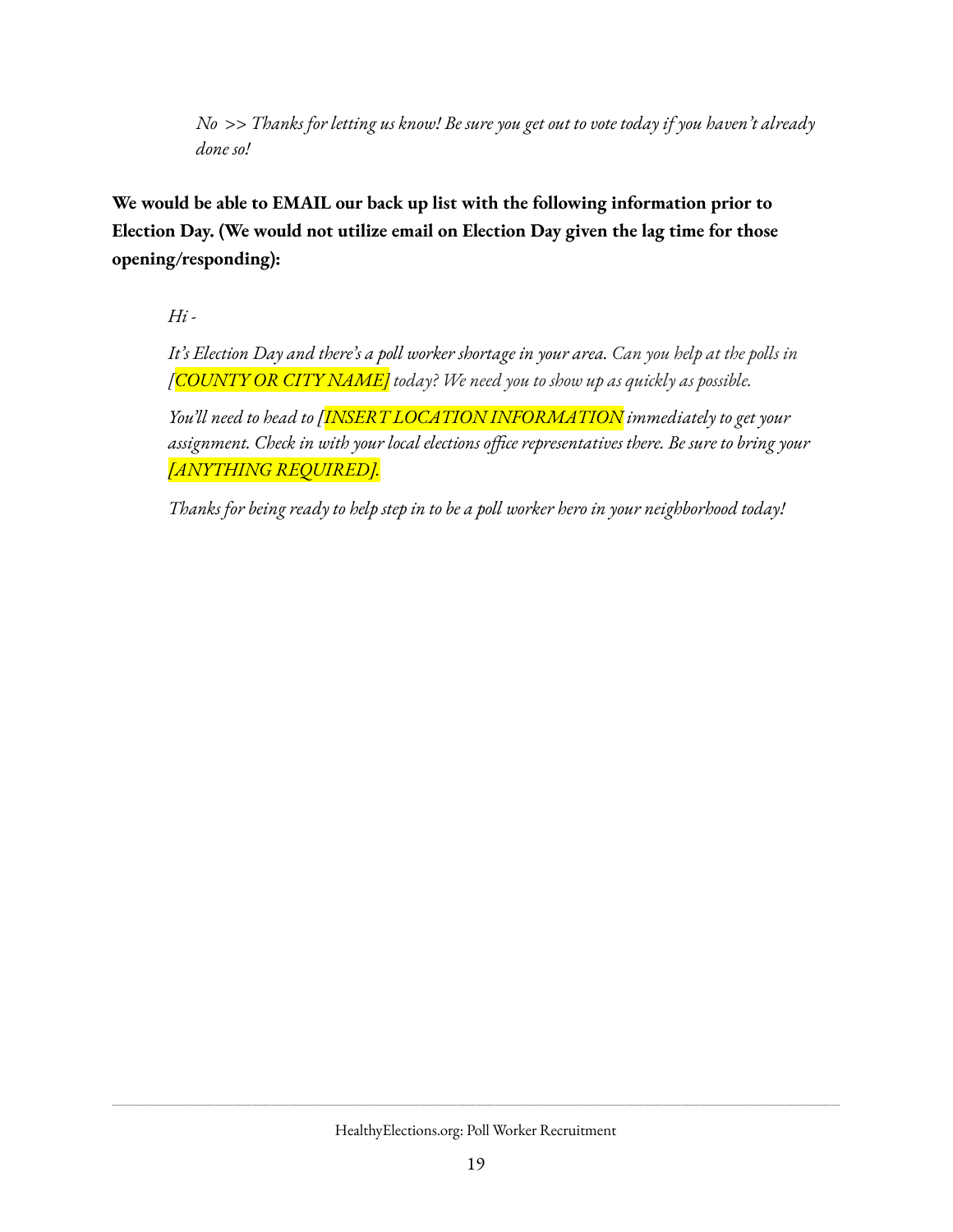*No >> Thanks for letting us know! Be sure you get out to vote today if you haven't already done so!*

**We would be able to EMAIL our back up list with the following information prior to Election Day. (We would not utilize email on Election Day given the lag time for those opening/responding):**

*Hi -*

*It's Election Day and there's a poll worker shortage in your area. Can you help at the polls in [COUNTY OR CITY NAME] today? We need you to show up as quickly as possible.*

*You'll need to head to [INSERT LOCATION INFORMATION immediately to get your assignment. Check in with your local elections office representatives there. Be sure to bring your [ANYTHING REQUIRED].*

*Thanks for being ready to help step in to be a poll worker hero in your neighborhood today!*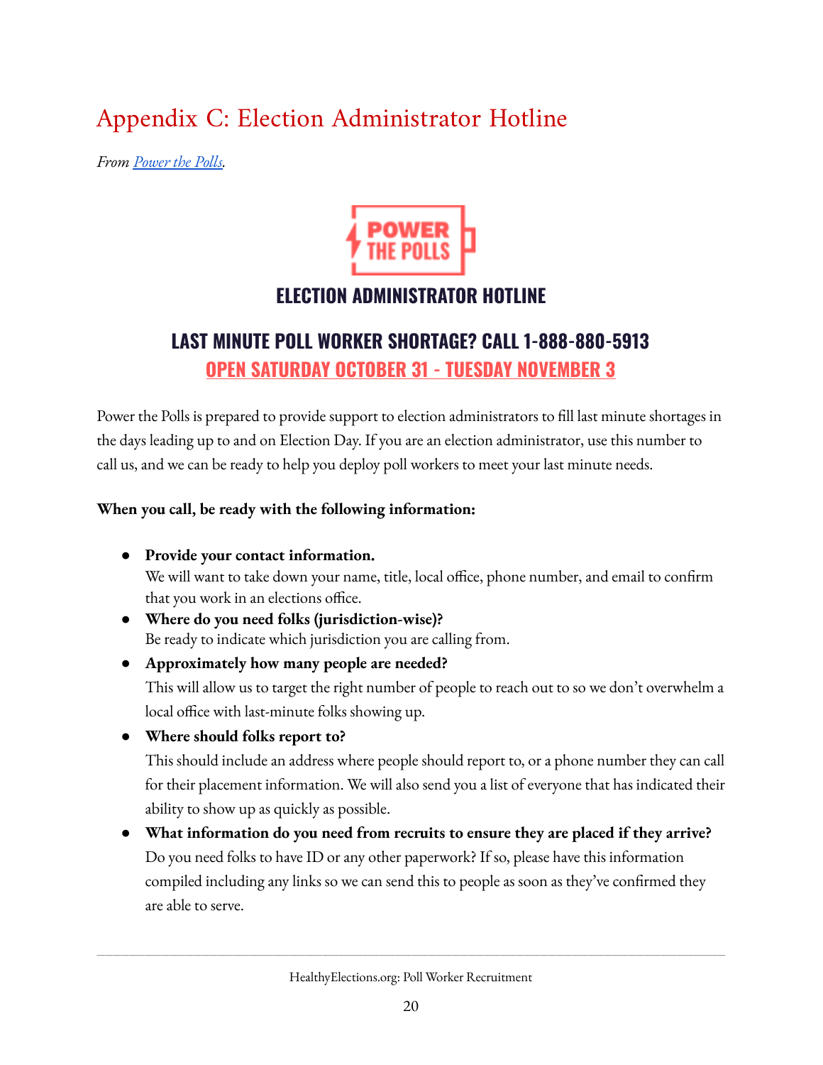# Appendix C: Election Administrator Hotline

*From [Power the Polls](Power the Polls).*

POWER THE POLLS

## ELECTION ADMINISTRATOR HOTLINE

## LAST MINUTE POLL WORKER SHORTAGE? CALL 1-888-880-5913

## OPEN SATURDAY OCTOBER 31 - TUESDAY NOVEMBER 3

Power the Polls is prepared to provide support to election administrators to fill last minute shortages in the days leading up to and on Election Day. If you are an election administrator, use this number to call us, and we can be ready to help you deploy poll workers to meet your last minute needs.

**When you call, be ready with the following information:**

- **Provide your contact information.**
  We will want to take down your name, title, local office, phone number, and email to confirm that you work in an elections office.
- **Where do you need folks (jurisdiction-wise)?**
  Be ready to indicate which jurisdiction you are calling from.
- **Approximately how many people are needed?**
  This will allow us to target the right number of people to reach out to so we don't overwhelm a local office with last-minute folks showing up.
- **Where should folks report to?**
  This should include an address where people should report to, or a phone number they can call for their placement information. We will also send you a list of everyone that has indicated their ability to show up as quickly as possible.
- **What information do you need from recruits to ensure they are placed if they arrive?**
  Do you need folks to have ID or any other paperwork? If so, please have this information compiled including any links so we can send this to people as soon as they've confirmed they are able to serve.